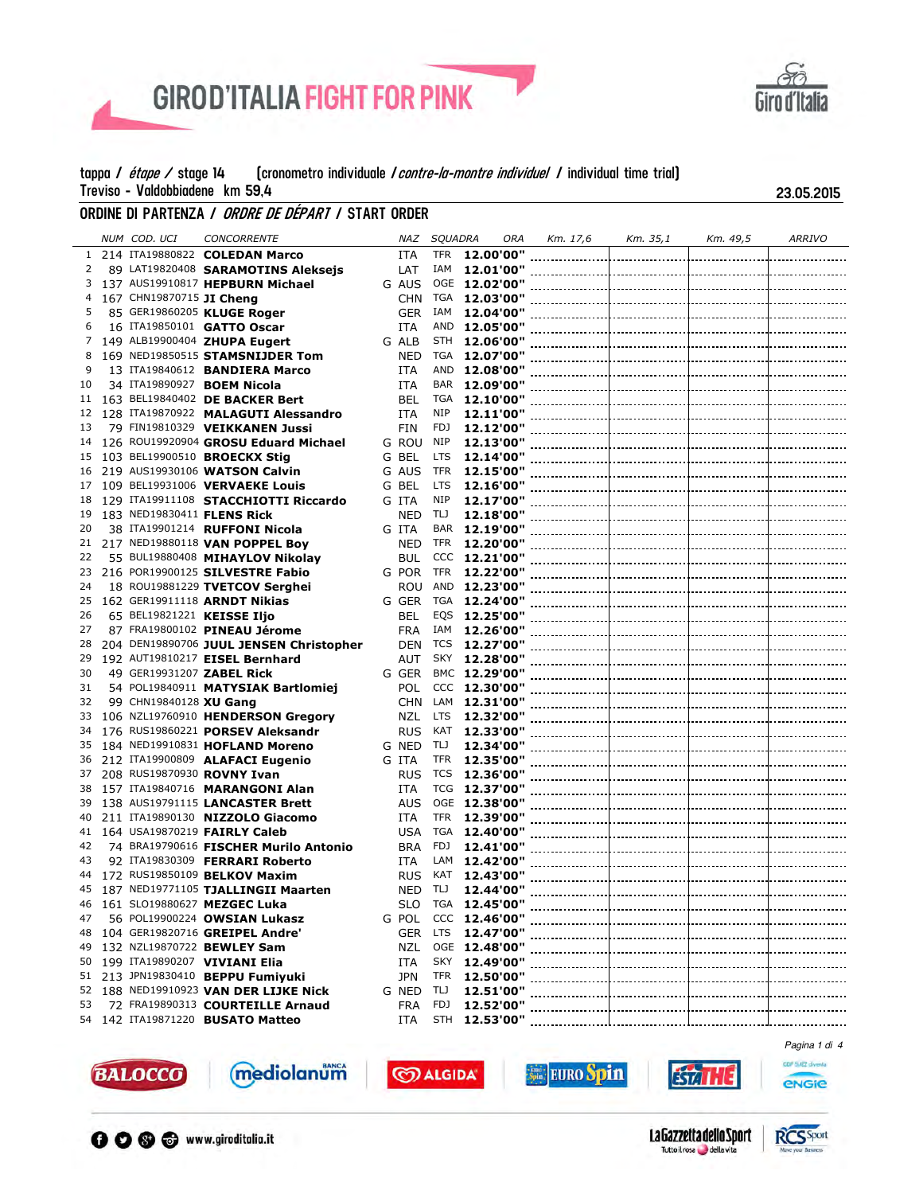# GIRO D'ITALIA FIGHT FOR PINK

**tappa / *étape* / stage 14** (cronometro individuale / *contre-la-montre individuel* / individual time trial)

**Treviso - Valdobbiadene km 59,4**

**23.05.2015**

## ORDINE DI PARTENZA / *ORDRE DE DÉPART* / START ORDER

| | NUM | COD. UCI | CONCORRENTE | | NAZ | SQUADRA | ORA | Km. 17,6 | Km. 35,1 | Km. 49,5 | ARRIVO |
|---|---|---|---|---|---|---|---|---|---|---|---|
| 1 | 214 | ITA19880822 | **COLEDAN Marco** | | ITA | TFR | **12.00'00"** | | | | |
| 2 | 89 | LAT19820408 | **SARAMOTINS Aleksejs** | | LAT | IAM | **12.01'00"** | | | | |
| 3 | 137 | AUS19910817 | **HEPBURN Michael** | G | AUS | OGE | **12.02'00"** | | | | |
| 4 | 167 | CHN19870715 | **JI Cheng** | | CHN | TGA | **12.03'00"** | | | | |
| 5 | 85 | GER19860205 | **KLUGE Roger** | | GER | IAM | **12.04'00"** | | | | |
| 6 | 16 | ITA19850101 | **GATTO Oscar** | | ITA | AND | **12.05'00"** | | | | |
| 7 | 149 | ALB19900404 | **ZHUPA Eugert** | G | ALB | STH | **12.06'00"** | | | | |
| 8 | 169 | NED19850515 | **STAMSNIJDER Tom** | | NED | TGA | **12.07'00"** | | | | |
| 9 | 13 | ITA19840612 | **BANDIERA Marco** | | ITA | AND | **12.08'00"** | | | | |
| 10 | 34 | ITA19890927 | **BOEM Nicola** | | ITA | BAR | **12.09'00"** | | | | |
| 11 | 163 | BEL19840402 | **DE BACKER Bert** | | BEL | TGA | **12.10'00"** | | | | |
| 12 | 128 | ITA19870922 | **MALAGUTI Alessandro** | | ITA | NIP | **12.11'00"** | | | | |
| 13 | 79 | FIN19810329 | **VEIKKANEN Jussi** | | FIN | FDJ | **12.12'00"** | | | | |
| 14 | 126 | ROU19920904 | **GROSU Eduard Michael** | G | ROU | NIP | **12.13'00"** | | | | |
| 15 | 103 | BEL19900510 | **BROECKX Stig** | G | BEL | LTS | **12.14'00"** | | | | |
| 16 | 219 | AUS19930106 | **WATSON Calvin** | G | AUS | TFR | **12.15'00"** | | | | |
| 17 | 109 | BEL19931006 | **VERVAEKE Louis** | G | BEL | LTS | **12.16'00"** | | | | |
| 18 | 129 | ITA19911108 | **STACCHIOTTI Riccardo** | G | ITA | NIP | **12.17'00"** | | | | |
| 19 | 183 | NED19830411 | **FLENS Rick** | | NED | TLJ | **12.18'00"** | | | | |
| 20 | 38 | ITA19901214 | **RUFFONI Nicola** | G | ITA | BAR | **12.19'00"** | | | | |
| 21 | 217 | NED19880118 | **VAN POPPEL Boy** | | NED | TFR | **12.20'00"** | | | | |
| 22 | 55 | BUL19880408 | **MIHAYLOV Nikolay** | | BUL | CCC | **12.21'00"** | | | | |
| 23 | 216 | POR19900125 | **SILVESTRE Fabio** | G | POR | TFR | **12.22'00"** | | | | |
| 24 | 18 | ROU19881229 | **TVETCOV Serghei** | | ROU | AND | **12.23'00"** | | | | |
| 25 | 162 | GER19911118 | **ARNDT Nikias** | G | GER | TGA | **12.24'00"** | | | | |
| 26 | 65 | BEL19821221 | **KEISSE Iljo** | | BEL | EQS | **12.25'00"** | | | | |
| 27 | 87 | FRA19800102 | **PINEAU Jérome** | | FRA | IAM | **12.26'00"** | | | | |
| 28 | 204 | DEN19890706 | **JUUL JENSEN Christopher** | | DEN | TCS | **12.27'00"** | | | | |
| 29 | 192 | AUT19810217 | **EISEL Bernhard** | | AUT | SKY | **12.28'00"** | | | | |
| 30 | 49 | GER19931207 | **ZABEL Rick** | G | GER | BMC | **12.29'00"** | | | | |
| 31 | 54 | POL19840911 | **MATYSIAK Bartlomiej** | | POL | CCC | **12.30'00"** | | | | |
| 32 | 99 | CHN19840128 | **XU Gang** | | CHN | LAM | **12.31'00"** | | | | |
| 33 | 106 | NZL19760910 | **HENDERSON Gregory** | | NZL | LTS | **12.32'00"** | | | | |
| 34 | 176 | RUS19860221 | **PORSEV Aleksandr** | | RUS | KAT | **12.33'00"** | | | | |
| 35 | 184 | NED19910831 | **HOFLAND Moreno** | G | NED | TLJ | **12.34'00"** | | | | |
| 36 | 212 | ITA19900809 | **ALAFACI Eugenio** | G | ITA | TFR | **12.35'00"** | | | | |
| 37 | 208 | RUS19870930 | **ROVNY Ivan** | | RUS | TCS | **12.36'00"** | | | | |
| 38 | 157 | ITA19840716 | **MARANGONI Alan** | | ITA | TCG | **12.37'00"** | | | | |
| 39 | 138 | AUS19791115 | **LANCASTER Brett** | | AUS | OGE | **12.38'00"** | | | | |
| 40 | 211 | ITA19890130 | **NIZZOLO Giacomo** | | ITA | TFR | **12.39'00"** | | | | |
| 41 | 164 | USA19870219 | **FAIRLY Caleb** | | USA | TGA | **12.40'00"** | | | | |
| 42 | 74 | BRA19790616 | **FISCHER Murilo Antonio** | | BRA | FDJ | **12.41'00"** | | | | |
| 43 | 92 | ITA19830309 | **FERRARI Roberto** | | ITA | LAM | **12.42'00"** | | | | |
| 44 | 172 | RUS19850109 | **BELKOV Maxim** | | RUS | KAT | **12.43'00"** | | | | |
| 45 | 187 | NED19771105 | **TJALLINGII Maarten** | | NED | TLJ | **12.44'00"** | | | | |
| 46 | 161 | SLO19880627 | **MEZGEC Luka** | | SLO | TGA | **12.45'00"** | | | | |
| 47 | 56 | POL19900224 | **OWSIAN Lukasz** | G | POL | CCC | **12.46'00"** | | | | |
| 48 | 104 | GER19820716 | **GREIPEL Andre'** | | GER | LTS | **12.47'00"** | | | | |
| 49 | 132 | NZL19870722 | **BEWLEY Sam** | | NZL | OGE | **12.48'00"** | | | | |
| 50 | 199 | ITA19890207 | **VIVIANI Elia** | | ITA | SKY | **12.49'00"** | | | | |
| 51 | 213 | JPN19830410 | **BEPPU Fumiyuki** | | JPN | TFR | **12.50'00"** | | | | |
| 52 | 188 | NED19910923 | **VAN DER LIJKE Nick** | G | NED | TLJ | **12.51'00"** | | | | |
| 53 | 72 | FRA19890313 | **COURTEILLE Arnaud** | | FRA | FDJ | **12.52'00"** | | | | |
| 54 | 142 | ITA19871220 | **BUSATO Matteo** | | ITA | STH | **12.53'00"** | | | | |

www.giroditalia.it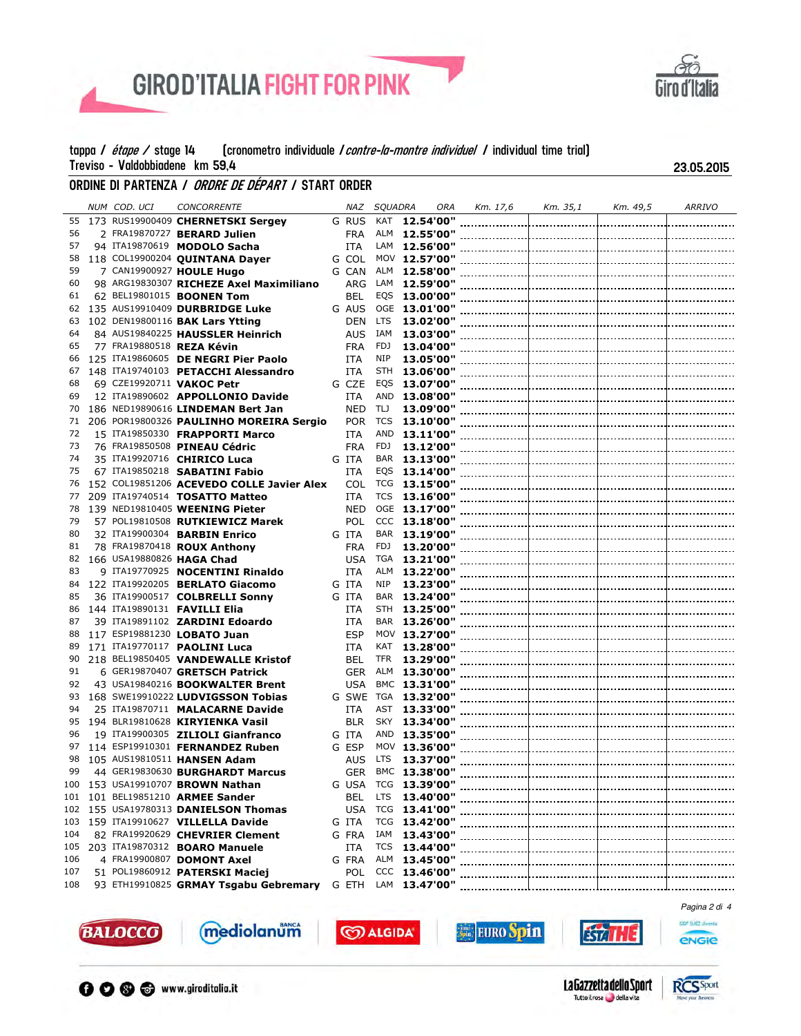tappa / *étape* / stage 14 (cronometro individuale / *contre-la-montre individuel* / individual time trial)

Treviso - Valdobbiadene km 59,4

23.05.2015

## ORDINE DI PARTENZA / *ORDRE DE DÉPART* / START ORDER

| | NUM | COD. UCI | CONCORRENTE | | NAZ | SQUADRA | ORA | Km. 17,6 | Km. 35,1 | Km. 49,5 | ARRIVO |
|---|---|---|---|---|---|---|---|---|---|---|---|
| 55 | 173 | RUS19900409 | **CHERNETSKI Sergey** | G | RUS | KAT | **12.54'00"** | | | | |
| 56 | 2 | FRA19870727 | **BERARD Julien** | | FRA | ALM | **12.55'00"** | | | | |
| 57 | 94 | ITA19870619 | **MODOLO Sacha** | | ITA | LAM | **12.56'00"** | | | | |
| 58 | 118 | COL19900204 | **QUINTANA Dayer** | G | COL | MOV | **12.57'00"** | | | | |
| 59 | 7 | CAN19900927 | **HOULE Hugo** | G | CAN | ALM | **12.58'00"** | | | | |
| 60 | 98 | ARG19830307 | **RICHEZE Axel Maximiliano** | | ARG | LAM | **12.59'00"** | | | | |
| 61 | 62 | BEL19801015 | **BOONEN Tom** | | BEL | EQS | **13.00'00"** | | | | |
| 62 | 135 | AUS19910409 | **DURBRIDGE Luke** | G | AUS | OGE | **13.01'00"** | | | | |
| 63 | 102 | DEN19800116 | **BAK Lars Ytting** | | DEN | LTS | **13.02'00"** | | | | |
| 64 | 84 | AUS19840225 | **HAUSSLER Heinrich** | | AUS | IAM | **13.03'00"** | | | | |
| 65 | 77 | FRA19880518 | **REZA Kévin** | | FRA | FDJ | **13.04'00"** | | | | |
| 66 | 125 | ITA19860605 | **DE NEGRI Pier Paolo** | | ITA | NIP | **13.05'00"** | | | | |
| 67 | 148 | ITA19740103 | **PETACCHI Alessandro** | | ITA | STH | **13.06'00"** | | | | |
| 68 | 69 | CZE19920711 | **VAKOC Petr** | G | CZE | EQS | **13.07'00"** | | | | |
| 69 | 12 | ITA19890602 | **APPOLLONIO Davide** | | ITA | AND | **13.08'00"** | | | | |
| 70 | 186 | NED19890616 | **LINDEMAN Bert Jan** | | NED | TLJ | **13.09'00"** | | | | |
| 71 | 206 | POR19800326 | **PAULINHO MOREIRA Sergio** | | POR | TCS | **13.10'00"** | | | | |
| 72 | 15 | ITA19850330 | **FRAPPORTI Marco** | | ITA | AND | **13.11'00"** | | | | |
| 73 | 76 | FRA19850508 | **PINEAU Cédric** | | FRA | FDJ | **13.12'00"** | | | | |
| 74 | 35 | ITA19920716 | **CHIRICO Luca** | G | ITA | BAR | **13.13'00"** | | | | |
| 75 | 67 | ITA19850218 | **SABATINI Fabio** | | ITA | EQS | **13.14'00"** | | | | |
| 76 | 152 | COL19851206 | **ACEVEDO COLLE Javier Alex** | | COL | TCG | **13.15'00"** | | | | |
| 77 | 209 | ITA19740514 | **TOSATTO Matteo** | | ITA | TCS | **13.16'00"** | | | | |
| 78 | 139 | NED19810405 | **WEENING Pieter** | | NED | OGE | **13.17'00"** | | | | |
| 79 | 57 | POL19810508 | **RUTKIEWICZ Marek** | | POL | CCC | **13.18'00"** | | | | |
| 80 | 32 | ITA19900304 | **BARBIN Enrico** | G | ITA | BAR | **13.19'00"** | | | | |
| 81 | 78 | FRA19870418 | **ROUX Anthony** | | FRA | FDJ | **13.20'00"** | | | | |
| 82 | 166 | USA19880826 | **HAGA Chad** | | USA | TGA | **13.21'00"** | | | | |
| 83 | 9 | ITA19770925 | **NOCENTINI Rinaldo** | | ITA | ALM | **13.22'00"** | | | | |
| 84 | 122 | ITA19920205 | **BERLATO Giacomo** | G | ITA | NIP | **13.23'00"** | | | | |
| 85 | 36 | ITA19900517 | **COLBRELLI Sonny** | G | ITA | BAR | **13.24'00"** | | | | |
| 86 | 144 | ITA19890131 | **FAVILLI Elia** | | ITA | STH | **13.25'00"** | | | | |
| 87 | 39 | ITA19891102 | **ZARDINI Edoardo** | | ITA | BAR | **13.26'00"** | | | | |
| 88 | 117 | ESP19881230 | **LOBATO Juan** | | ESP | MOV | **13.27'00"** | | | | |
| 89 | 171 | ITA19770117 | **PAOLINI Luca** | | ITA | KAT | **13.28'00"** | | | | |
| 90 | 218 | BEL19850405 | **VANDEWALLE Kristof** | | BEL | TFR | **13.29'00"** | | | | |
| 91 | 6 | GER19870407 | **GRETSCH Patrick** | | GER | ALM | **13.30'00"** | | | | |
| 92 | 43 | USA19840216 | **BOOKWALTER Brent** | | USA | BMC | **13.31'00"** | | | | |
| 93 | 168 | SWE19910222 | **LUDVIGSSON Tobias** | G | SWE | TGA | **13.32'00"** | | | | |
| 94 | 25 | ITA19870711 | **MALACARNE Davide** | | ITA | AST | **13.33'00"** | | | | |
| 95 | 194 | BLR19810628 | **KIRYIENKA Vasil** | | BLR | SKY | **13.34'00"** | | | | |
| 96 | 19 | ITA19900305 | **ZILIOLI Gianfranco** | G | ITA | AND | **13.35'00"** | | | | |
| 97 | 114 | ESP19910301 | **FERNANDEZ Ruben** | G | ESP | MOV | **13.36'00"** | | | | |
| 98 | 105 | AUS19810511 | **HANSEN Adam** | | AUS | LTS | **13.37'00"** | | | | |
| 99 | 44 | GER19830630 | **BURGHARDT Marcus** | | GER | BMC | **13.38'00"** | | | | |
| 100 | 153 | USA19910707 | **BROWN Nathan** | G | USA | TCG | **13.39'00"** | | | | |
| 101 | 101 | BEL19851210 | **ARMEE Sander** | | BEL | LTS | **13.40'00"** | | | | |
| 102 | 155 | USA19780313 | **DANIELSON Thomas** | | USA | TCG | **13.41'00"** | | | | |
| 103 | 159 | ITA19910627 | **VILLELLA Davide** | G | ITA | TCG | **13.42'00"** | | | | |
| 104 | 82 | FRA19920629 | **CHEVRIER Clement** | G | FRA | IAM | **13.43'00"** | | | | |
| 105 | 203 | ITA19870312 | **BOARO Manuele** | | ITA | TCS | **13.44'00"** | | | | |
| 106 | 4 | FRA19900807 | **DOMONT Axel** | G | FRA | ALM | **13.45'00"** | | | | |
| 107 | 51 | POL19860912 | **PATERSKI Maciej** | | POL | CCC | **13.46'00"** | | | | |
| 108 | 93 | ETH19910825 | **GRMAY Tsgabu Gebremary** | G | ETH | LAM | **13.47'00"** | | | | |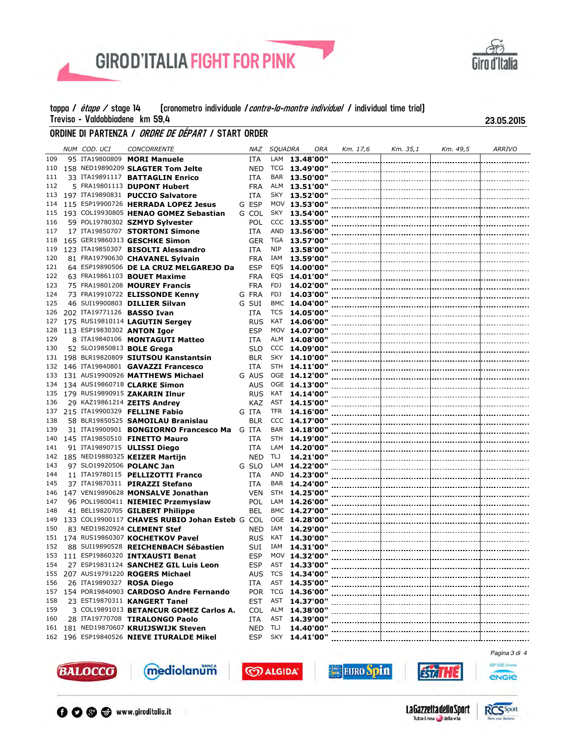tappa / *étape* / stage 14 (cronometro individuale / *contre-la-montre individuel* / individual time trial)
Treviso - Valdobbiadene km 59,4

23.05.2015

## ORDINE DI PARTENZA / *ORDRE DE DÉPART* / START ORDER

| | NUM | COD. UCI | CONCORRENTE | | NAZ | SQUADRA | ORA | Km. 17,6 | Km. 35,1 | Km. 49,5 | ARRIVO |
|---|---|---|---|---|---|---|---|---|---|---|---|
| 109 | 95 | ITA19800809 | **MORI Manuele** | | ITA | LAM | **13.48'00"** | | | | |
| 110 | 158 | NED19890209 | **SLAGTER Tom Jelte** | | NED | TCG | **13.49'00"** | | | | |
| 111 | 33 | ITA19891117 | **BATTAGLIN Enrico** | | ITA | BAR | **13.50'00"** | | | | |
| 112 | 5 | FRA19801113 | **DUPONT Hubert** | | FRA | ALM | **13.51'00"** | | | | |
| 113 | 197 | ITA19890831 | **PUCCIO Salvatore** | | ITA | SKY | **13.52'00"** | | | | |
| 114 | 115 | ESP19900726 | **HERRADA LOPEZ Jesus** | G | ESP | MOV | **13.53'00"** | | | | |
| 115 | 193 | COL19930805 | **HENAO GOMEZ Sebastian** | G | COL | SKY | **13.54'00"** | | | | |
| 116 | 59 | POL19780302 | **SZMYD Sylvester** | | POL | CCC | **13.55'00"** | | | | |
| 117 | 17 | ITA19850707 | **STORTONI Simone** | | ITA | AND | **13.56'00"** | | | | |
| 118 | 165 | GER19860313 | **GESCHKE Simon** | | GER | TGA | **13.57'00"** | | | | |
| 119 | 123 | ITA19850307 | **BISOLTI Alessandro** | | ITA | NIP | **13.58'00"** | | | | |
| 120 | 81 | FRA19790630 | **CHAVANEL Sylvain** | | FRA | IAM | **13.59'00"** | | | | |
| 121 | 64 | ESP19890506 | **DE LA CRUZ MELGAREJO Da** | | ESP | EQS | **14.00'00"** | | | | |
| 122 | 63 | FRA19861103 | **BOUET Maxime** | | FRA | EQS | **14.01'00"** | | | | |
| 123 | 75 | FRA19801208 | **MOUREY Francis** | | FRA | FDJ | **14.02'00"** | | | | |
| 124 | 73 | FRA19910722 | **ELISSONDE Kenny** | G | FRA | FDJ | **14.03'00"** | | | | |
| 125 | 46 | SUI19900803 | **DILLIER Silvan** | G | SUI | BMC | **14.04'00"** | | | | |
| 126 | 202 | ITA19771126 | **BASSO Ivan** | | ITA | TCS | **14.05'00"** | | | | |
| 127 | 175 | RUS19810114 | **LAGUTIN Sergey** | | RUS | KAT | **14.06'00"** | | | | |
| 128 | 113 | ESP19830302 | **ANTON Igor** | | ESP | MOV | **14.07'00"** | | | | |
| 129 | 8 | ITA19840106 | **MONTAGUTI Matteo** | | ITA | ALM | **14.08'00"** | | | | |
| 130 | 52 | SLO19850813 | **BOLE Grega** | | SLO | CCC | **14.09'00"** | | | | |
| 131 | 198 | BLR19820809 | **SIUTSOU Kanstantsin** | | BLR | SKY | **14.10'00"** | | | | |
| 132 | 146 | ITA19840801 | **GAVAZZI Francesco** | | ITA | STH | **14.11'00"** | | | | |
| 133 | 131 | AUS19900926 | **MATTHEWS Michael** | G | AUS | OGE | **14.12'00"** | | | | |
| 134 | 134 | AUS19860718 | **CLARKE Simon** | | AUS | OGE | **14.13'00"** | | | | |
| 135 | 179 | RUS19890915 | **ZAKARIN Ilnur** | | RUS | KAT | **14.14'00"** | | | | |
| 136 | 29 | KAZ19861214 | **ZEITS Andrey** | | KAZ | AST | **14.15'00"** | | | | |
| 137 | 215 | ITA19900329 | **FELLINE Fabio** | G | ITA | TFR | **14.16'00"** | | | | |
| 138 | 58 | BLR19850525 | **SAMOILAU Branislau** | | BLR | CCC | **14.17'00"** | | | | |
| 139 | 31 | ITA19900901 | **BONGIORNO Francesco Ma** | G | ITA | BAR | **14.18'00"** | | | | |
| 140 | 145 | ITA19850510 | **FINETTO Mauro** | | ITA | STH | **14.19'00"** | | | | |
| 141 | 91 | ITA19890715 | **ULISSI Diego** | | ITA | LAM | **14.20'00"** | | | | |
| 142 | 185 | NED19880325 | **KEIZER Martijn** | | NED | TLJ | **14.21'00"** | | | | |
| 143 | 97 | SLO19920506 | **POLANC Jan** | G | SLO | LAM | **14.22'00"** | | | | |
| 144 | 11 | ITA19780115 | **PELLIZOTTI Franco** | | ITA | AND | **14.23'00"** | | | | |
| 145 | 37 | ITA19870311 | **PIRAZZI Stefano** | | ITA | BAR | **14.24'00"** | | | | |
| 146 | 147 | VEN19890628 | **MONSALVE Jonathan** | | VEN | STH | **14.25'00"** | | | | |
| 147 | 96 | POL19800411 | **NIEMIEC Przemyslaw** | | POL | LAM | **14.26'00"** | | | | |
| 148 | 41 | BEL19820705 | **GILBERT Philippe** | | BEL | BMC | **14.27'00"** | | | | |
| 149 | 133 | COL19900117 | **CHAVES RUBIO Johan Esteb** | G | COL | OGE | **14.28'00"** | | | | |
| 150 | 83 | NED19820924 | **CLEMENT Stef** | | NED | IAM | **14.29'00"** | | | | |
| 151 | 174 | RUS19860307 | **KOCHETKOV Pavel** | | RUS | KAT | **14.30'00"** | | | | |
| 152 | 88 | SUI19890528 | **REICHENBACH Sébastien** | | SUI | IAM | **14.31'00"** | | | | |
| 153 | 111 | ESP19860320 | **INTXAUSTI Benat** | | ESP | MOV | **14.32'00"** | | | | |
| 154 | 27 | ESP19831124 | **SANCHEZ GIL Luis Leon** | | ESP | AST | **14.33'00"** | | | | |
| 155 | 207 | AUS19791220 | **ROGERS Michael** | | AUS | TCS | **14.34'00"** | | | | |
| 156 | 26 | ITA19890327 | **ROSA Diego** | | ITA | AST | **14.35'00"** | | | | |
| 157 | 154 | POR19840903 | **CARDOSO Andre Fernando** | | POR | TCG | **14.36'00"** | | | | |
| 158 | 23 | EST19870311 | **KANGERT Tanel** | | EST | AST | **14.37'00"** | | | | |
| 159 | 3 | COL19891013 | **BETANCUR GOMEZ Carlos A.** | | COL | ALM | **14.38'00"** | | | | |
| 160 | 28 | ITA19770708 | **TIRALONGO Paolo** | | ITA | AST | **14.39'00"** | | | | |
| 161 | 181 | NED19870607 | **KRUIJSWIJK Steven** | | NED | TLJ | **14.40'00"** | | | | |
| 162 | 196 | ESP19840526 | **NIEVE ITURALDE Mikel** | | ESP | SKY | **14.41'00"** | | | | |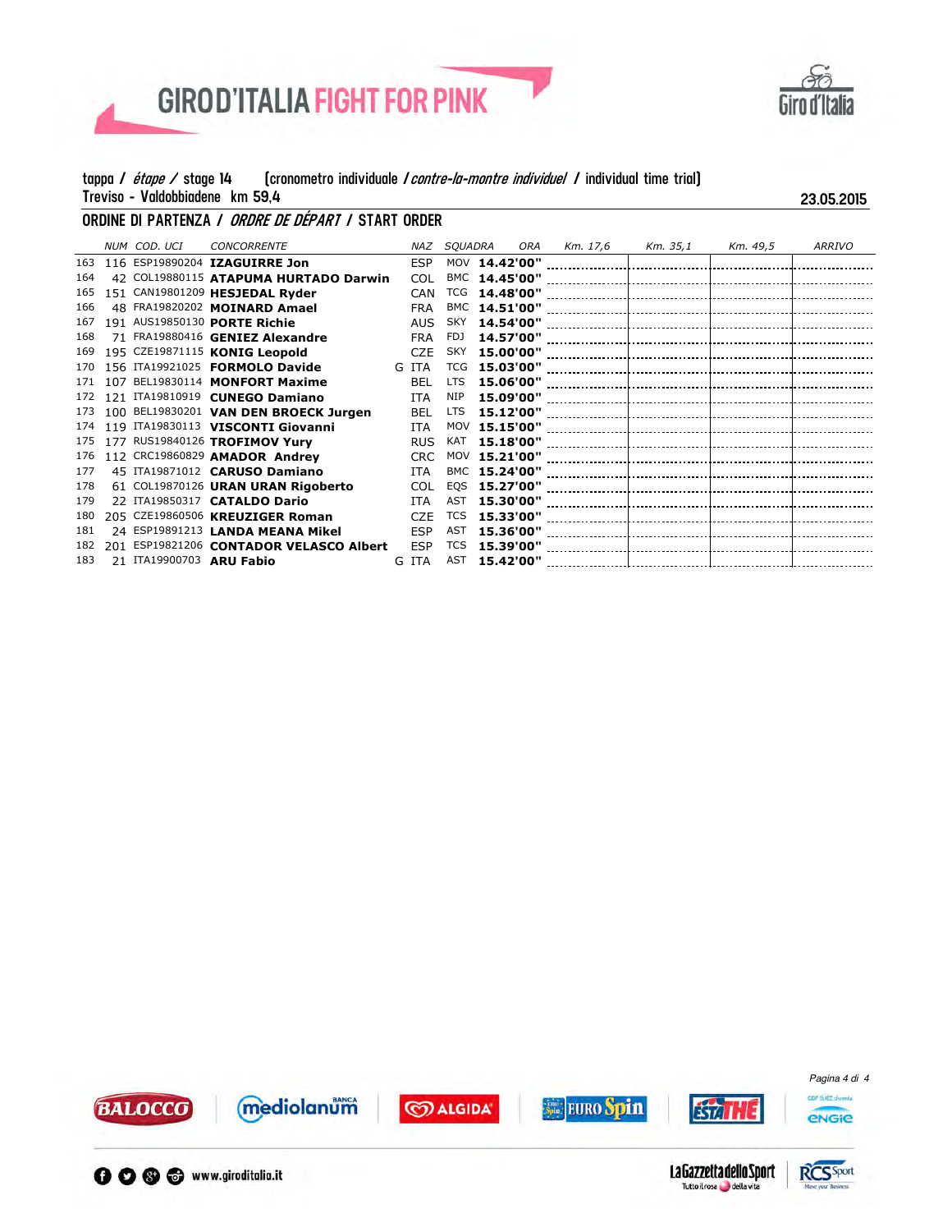GIRO D'ITALIA FIGHT FOR PINK

tappa / *étape* / stage 14 (cronometro individuale / *contre-la-montre individuel* / individual time trial)
Treviso - Valdobbiadene km 59,4

23.05.2015

## ORDINE DI PARTENZA / *ORDRE DE DÉPART* / START ORDER

| | NUM | COD. UCI | CONCORRENTE | | NAZ | SQUADRA | ORA | Km. 17,6 | Km. 35,1 | Km. 49,5 | ARRIVO |
|---|---|---|---|---|---|---|---|---|---|---|---|
| 163 | 116 | ESP19890204 | **IZAGUIRRE Jon** | | ESP | MOV | **14.42'00"** | | | | |
| 164 | 42 | COL19880115 | **ATAPUMA HURTADO Darwin** | | COL | BMC | **14.45'00"** | | | | |
| 165 | 151 | CAN19801209 | **HESJEDAL Ryder** | | CAN | TCG | **14.48'00"** | | | | |
| 166 | 48 | FRA19820202 | **MOINARD Amael** | | FRA | BMC | **14.51'00"** | | | | |
| 167 | 191 | AUS19850130 | **PORTE Richie** | | AUS | SKY | **14.54'00"** | | | | |
| 168 | 71 | FRA19880416 | **GENIEZ Alexandre** | | FRA | FDJ | **14.57'00"** | | | | |
| 169 | 195 | CZE19871115 | **KONIG Leopold** | | CZE | SKY | **15.00'00"** | | | | |
| 170 | 156 | ITA19921025 | **FORMOLO Davide** | G | ITA | TCG | **15.03'00"** | | | | |
| 171 | 107 | BEL19830114 | **MONFORT Maxime** | | BEL | LTS | **15.06'00"** | | | | |
| 172 | 121 | ITA19810919 | **CUNEGO Damiano** | | ITA | NIP | **15.09'00"** | | | | |
| 173 | 100 | BEL19830201 | **VAN DEN BROECK Jurgen** | | BEL | LTS | **15.12'00"** | | | | |
| 174 | 119 | ITA19830113 | **VISCONTI Giovanni** | | ITA | MOV | **15.15'00"** | | | | |
| 175 | 177 | RUS19840126 | **TROFIMOV Yury** | | RUS | KAT | **15.18'00"** | | | | |
| 176 | 112 | CRC19860829 | **AMADOR Andrey** | | CRC | MOV | **15.21'00"** | | | | |
| 177 | 45 | ITA19871012 | **CARUSO Damiano** | | ITA | BMC | **15.24'00"** | | | | |
| 178 | 61 | COL19870126 | **URAN URAN Rigoberto** | | COL | EQS | **15.27'00"** | | | | |
| 179 | 22 | ITA19850317 | **CATALDO Dario** | | ITA | AST | **15.30'00"** | | | | |
| 180 | 205 | CZE19860506 | **KREUZIGER Roman** | | CZE | TCS | **15.33'00"** | | | | |
| 181 | 24 | ESP19891213 | **LANDA MEANA Mikel** | | ESP | AST | **15.36'00"** | | | | |
| 182 | 201 | ESP19821206 | **CONTADOR VELASCO Albert** | | ESP | TCS | **15.39'00"** | | | | |
| 183 | 21 | ITA19900703 | **ARU Fabio** | G | ITA | AST | **15.42'00"** | | | | |

www.giroditalia.it